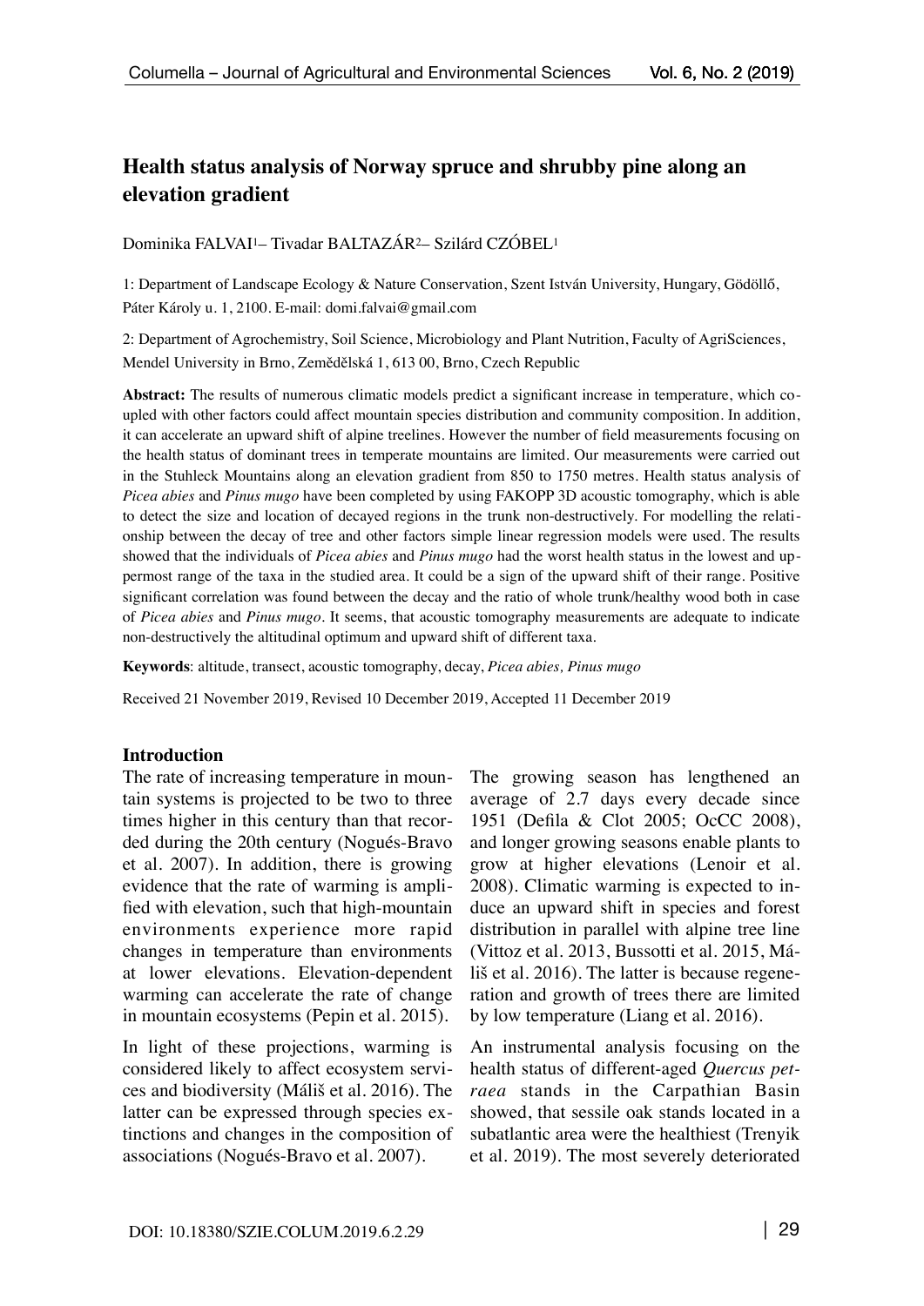# Health status analysis of Norway spruce and shrubby pine along an elevation gradient

Dominika FALVAI[1]– Tivadar BALTAZÁR[2]– Szilárd CZÓBEL[1]

1: Department of Landscape Ecology & Nature Conservation, Szent István University, Hungary, Gödöllő, Páter Károly u. 1, 2100. E-mail: domi.falvai@gmail.com

2: Department of Agrochemistry, Soil Science, Microbiology and Plant Nutrition, Faculty of AgriSciences, Mendel University in Brno, Zemědělská 1, 613 00, Brno, Czech Republic

**Abstract:** The results of numerous climatic models predict a significant increase in temperature, which coupled with other factors could affect mountain species distribution and community composition. In addition, it can accelerate an upward shift of alpine treelines. However the number of field measurements focusing on the health status of dominant trees in temperate mountains are limited. Our measurements were carried out in the Stuhleck Mountains along an elevation gradient from 850 to 1750 metres. Health status analysis of *Picea abies* and *Pinus mugo* have been completed by using FAKOPP 3D acoustic tomography, which is able to detect the size and location of decayed regions in the trunk non-destructively. For modelling the relationship between the decay of tree and other factors simple linear regression models were used. The results showed that the individuals of *Picea abies* and *Pinus mugo* had the worst health status in the lowest and uppermost range of the taxa in the studied area. It could be a sign of the upward shift of their range. Positive significant correlation was found between the decay and the ratio of whole trunk/healthy wood both in case of *Picea abies* and *Pinus mugo*. It seems, that acoustic tomography measurements are adequate to indicate non-destructively the altitudinal optimum and upward shift of different taxa.

**Keywords**: altitude, transect, acoustic tomography, decay, *Picea abies, Pinus mugo*

Received 21 November 2019, Revised 10 December 2019, Accepted 11 December 2019

## Introduction

The rate of increasing temperature in mountain systems is projected to be two to three times higher in this century than that recorded during the 20th century (Nogués-Bravo et al. 2007). In addition, there is growing evidence that the rate of warming is amplified with elevation, such that high-mountain environments experience more rapid changes in temperature than environments at lower elevations. Elevation-dependent warming can accelerate the rate of change in mountain ecosystems (Pepin et al. 2015).

In light of these projections, warming is considered likely to affect ecosystem services and biodiversity (Máliš et al. 2016). The latter can be expressed through species extinctions and changes in the composition of associations (Nogués-Bravo et al. 2007).

The growing season has lengthened an average of 2.7 days every decade since 1951 (Defila & Clot 2005; OcCC 2008), and longer growing seasons enable plants to grow at higher elevations (Lenoir et al. 2008). Climatic warming is expected to induce an upward shift in species and forest distribution in parallel with alpine tree line (Vittoz et al. 2013, Bussotti et al. 2015, Máliš et al. 2016). The latter is because regeneration and growth of trees there are limited by low temperature (Liang et al. 2016).

An instrumental analysis focusing on the health status of different-aged *Quercus petraea* stands in the Carpathian Basin showed, that sessile oak stands located in a subatlantic area were the healthiest (Trenyik et al. 2019). The most severely deteriorated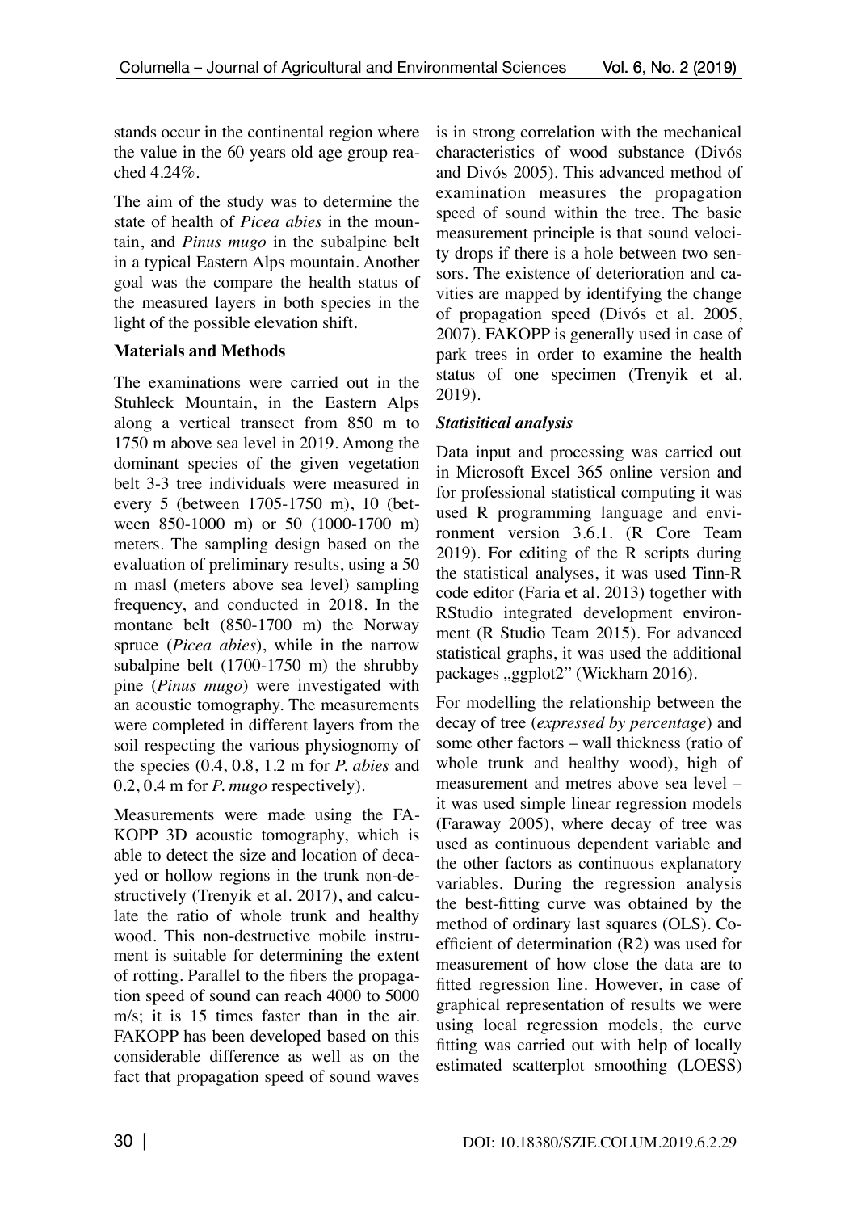stands occur in the continental region where the value in the 60 years old age group reached 4.24%.

The aim of the study was to determine the state of health of *Picea abies* in the mountain, and *Pinus mugo* in the subalpine belt in a typical Eastern Alps mountain. Another goal was the compare the health status of the measured layers in both species in the light of the possible elevation shift.

## Materials and Methods

The examinations were carried out in the Stuhleck Mountain, in the Eastern Alps along a vertical transect from 850 m to 1750 m above sea level in 2019. Among the dominant species of the given vegetation belt 3-3 tree individuals were measured in every 5 (between 1705-1750 m), 10 (between 850-1000 m) or 50 (1000-1700 m) meters. The sampling design based on the evaluation of preliminary results, using a 50 m masl (meters above sea level) sampling frequency, and conducted in 2018. In the montane belt (850-1700 m) the Norway spruce (*Picea abies*), while in the narrow subalpine belt (1700-1750 m) the shrubby pine (*Pinus mugo*) were investigated with an acoustic tomography. The measurements were completed in different layers from the soil respecting the various physiognomy of the species (0.4, 0.8, 1.2 m for *P. abies* and 0.2, 0.4 m for *P. mugo* respectively).

Measurements were made using the FAKOPP 3D acoustic tomography, which is able to detect the size and location of decayed or hollow regions in the trunk non-destructively (Trenyik et al. 2017), and calculate the ratio of whole trunk and healthy wood. This non-destructive mobile instrument is suitable for determining the extent of rotting. Parallel to the fibers the propagation speed of sound can reach 4000 to 5000 m/s; it is 15 times faster than in the air. FAKOPP has been developed based on this considerable difference as well as on the fact that propagation speed of sound waves is in strong correlation with the mechanical characteristics of wood substance (Divós and Divós 2005). This advanced method of examination measures the propagation speed of sound within the tree. The basic measurement principle is that sound velocity drops if there is a hole between two sensors. The existence of deterioration and cavities are mapped by identifying the change of propagation speed (Divós et al. 2005, 2007). FAKOPP is generally used in case of park trees in order to examine the health status of one specimen (Trenyik et al. 2019).

### *Statisitical analysis*

Data input and processing was carried out in Microsoft Excel 365 online version and for professional statistical computing it was used R programming language and environment version 3.6.1. (R Core Team 2019). For editing of the R scripts during the statistical analyses, it was used Tinn-R code editor (Faria et al. 2013) together with RStudio integrated development environment (R Studio Team 2015). For advanced statistical graphs, it was used the additional packages „ggplot2" (Wickham 2016).

For modelling the relationship between the decay of tree (*expressed by percentage*) and some other factors – wall thickness (ratio of whole trunk and healthy wood), high of measurement and metres above sea level – it was used simple linear regression models (Faraway 2005), where decay of tree was used as continuous dependent variable and the other factors as continuous explanatory variables. During the regression analysis the best-fitting curve was obtained by the method of ordinary last squares (OLS). Coefficient of determination (R2) was used for measurement of how close the data are to fitted regression line. However, in case of graphical representation of results we were using local regression models, the curve fitting was carried out with help of locally estimated scatterplot smoothing (LOESS)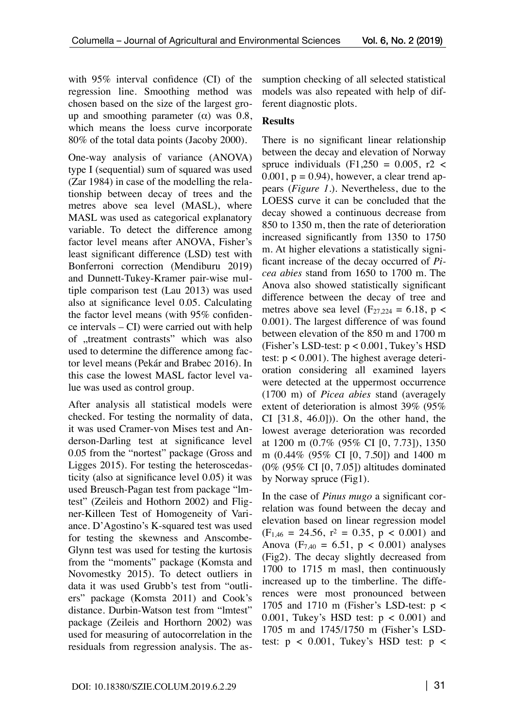with 95% interval confidence (CI) of the regression line. Smoothing method was chosen based on the size of the largest group and smoothing parameter (α) was 0.8, which means the loess curve incorporate 80% of the total data points (Jacoby 2000).

One-way analysis of variance (ANOVA) type I (sequential) sum of squared was used (Zar 1984) in case of the modelling the relationship between decay of trees and the metres above sea level (MASL), where MASL was used as categorical explanatory variable. To detect the difference among factor level means after ANOVA, Fisher's least significant difference (LSD) test with Bonferroni correction (Mendiburu 2019) and Dunnett-Tukey-Kramer pair-wise multiple comparison test (Lau 2013) was used also at significance level 0.05. Calculating the factor level means (with 95% confidence intervals – CI) were carried out with help of „treatment contrasts" which was also used to determine the difference among factor level means (Pekár and Brabec 2016). In this case the lowest MASL factor level value was used as control group.

After analysis all statistical models were checked. For testing the normality of data, it was used Cramer-von Mises test and Anderson-Darling test at significance level 0.05 from the "nortest" package (Gross and Ligges 2015). For testing the heteroscedasticity (also at significance level 0.05) it was used Breusch-Pagan test from package "lmtest" (Zeileis and Hothorn 2002) and Fligner-Killeen Test of Homogeneity of Variance. D'Agostino's K-squared test was used for testing the skewness and Anscombe-Glynn test was used for testing the kurtosis from the "moments" package (Komsta and Novomestky 2015). To detect outliers in data it was used Grubb's test from "outliers" package (Komsta 2011) and Cook's distance. Durbin-Watson test from "lmtest" package (Zeileis and Horthorn 2002) was used for measuring of autocorrelation in the residuals from regression analysis. The assumption checking of all selected statistical models was also repeated with help of different diagnostic plots.

**Results**

There is no significant linear relationship between the decay and elevation of Norway spruce individuals ($F1{,}250 = 0.005$, $r2 < 0.001$, $p = 0.94$), however, a clear trend appears (*Figure 1*.). Nevertheless, due to the LOESS curve it can be concluded that the decay showed a continuous decrease from 850 to 1350 m, then the rate of deterioration increased significantly from 1350 to 1750 m. At higher elevations a statistically significant increase of the decay occurred of *Picea abies* stand from 1650 to 1700 m. The Anova also showed statistically significant difference between the decay of tree and metres above sea level ($F_{27,224} = 6.18$, $p < 0.001$). The largest difference of was found between elevation of the 850 m and 1700 m (Fisher's LSD-test: $p < 0.001$, Tukey's HSD test: $p < 0.001$). The highest average deterioration considering all examined layers were detected at the uppermost occurrence (1700 m) of *Picea abies* stand (averagely extent of deterioration is almost 39% (95% CI [31.8, 46.0])). On the other hand, the lowest average deterioration was recorded at 1200 m (0.7% (95% CI [0, 7.73]), 1350 m (0.44% (95% CI [0, 7.50]) and 1400 m (0% (95% CI [0, 7.05]) altitudes dominated by Norway spruce (Fig1).

In the case of *Pinus mugo* a significant correlation was found between the decay and elevation based on linear regression model ($F_{1,46} = 24.56$, $r^2 = 0.35$, $p < 0.001$) and Anova ($F_{7,40} = 6.51$, $p < 0.001$) analyses (Fig2). The decay slightly decreased from 1700 to 1715 m masl, then continuously increased up to the timberline. The differences were most pronounced between 1705 and 1710 m (Fisher's LSD-test: $p < 0.001$, Tukey's HSD test: $p < 0.001$) and 1705 m and 1745/1750 m (Fisher's LSD-test: $p < 0.001$, Tukey's HSD test: $p <$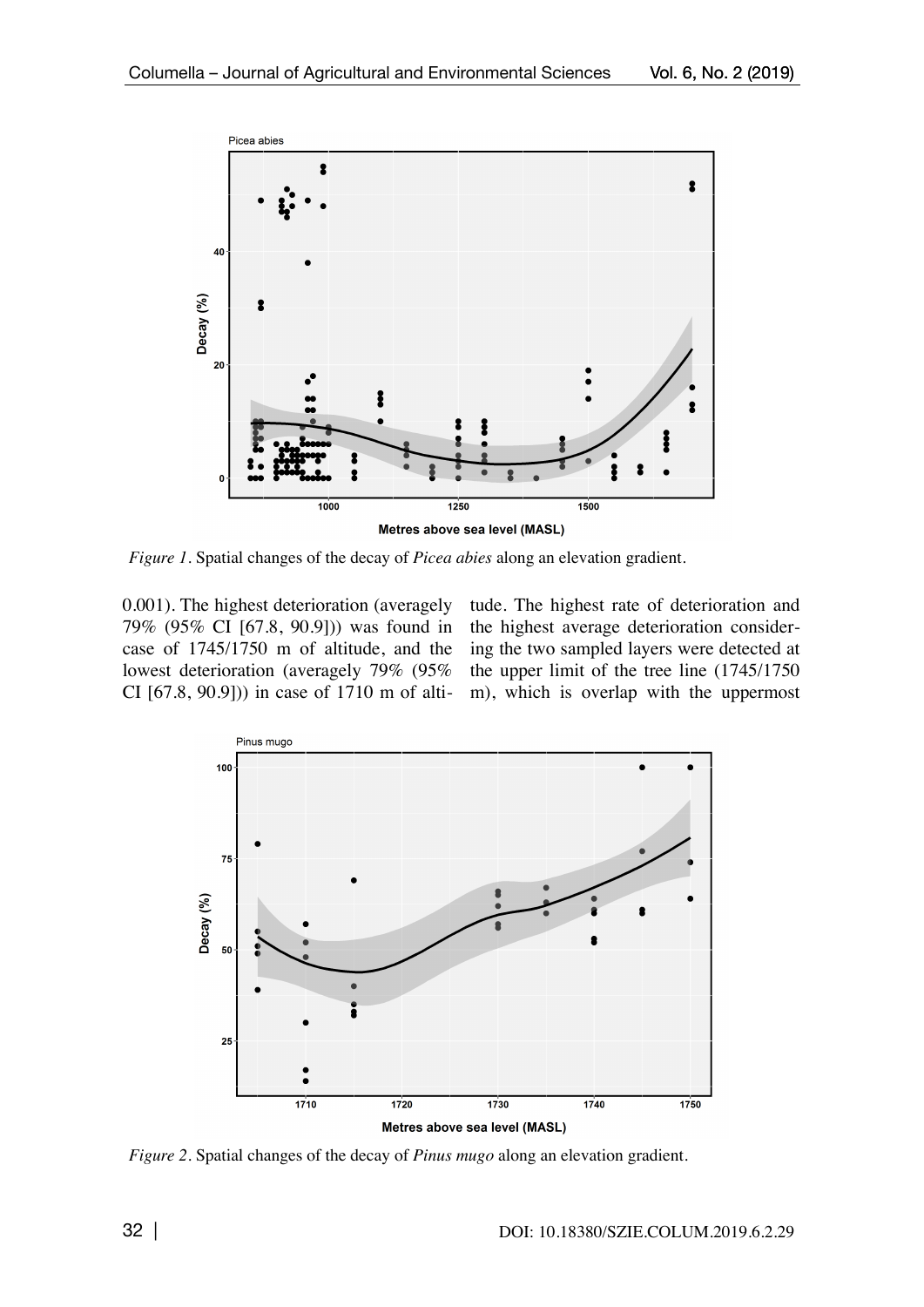Figure 1. Spatial changes of the decay of *Picea abies* along an elevation gradient.

0.001). The highest deterioration (averagely 79% (95% CI [67.8, 90.9])) was found in case of 1745/1750 m of altitude, and the lowest deterioration (averagely 79% (95% CI [67.8, 90.9])) in case of 1710 m of altitude. The highest rate of deterioration and the highest average deterioration considering the two sampled layers were detected at the upper limit of the tree line (1745/1750 m), which is overlap with the uppermost

Figure 2. Spatial changes of the decay of *Pinus mugo* along an elevation gradient.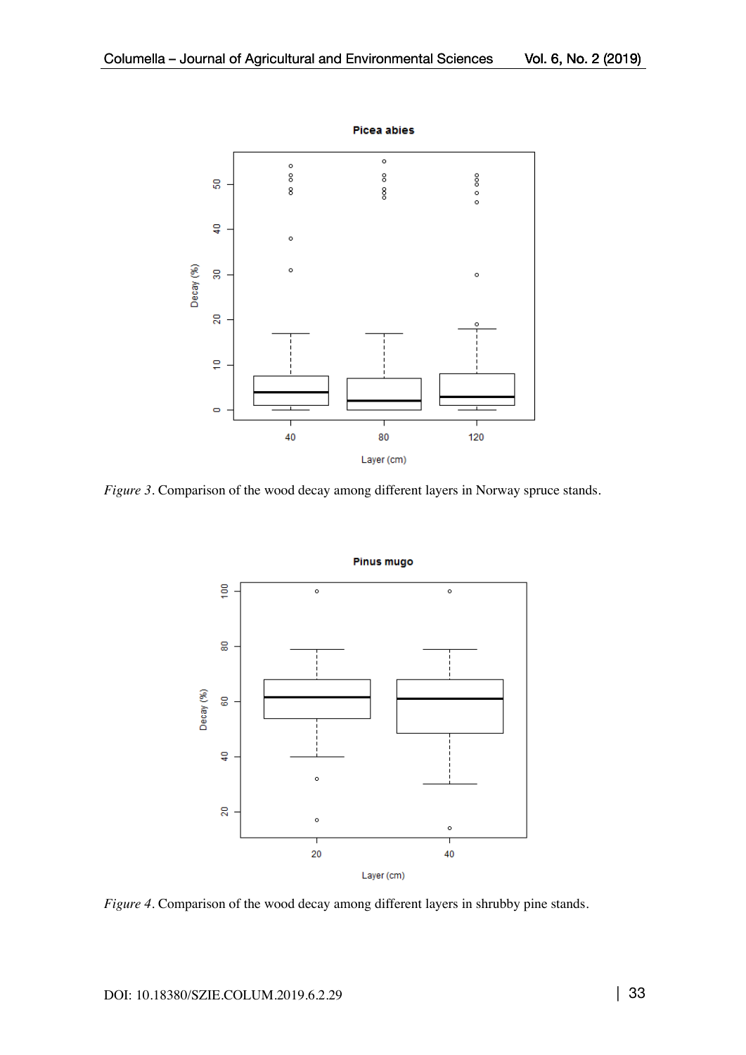*Figure 3*. Comparison of the wood decay among different layers in Norway spruce stands.

*Figure 4*. Comparison of the wood decay among different layers in shrubby pine stands.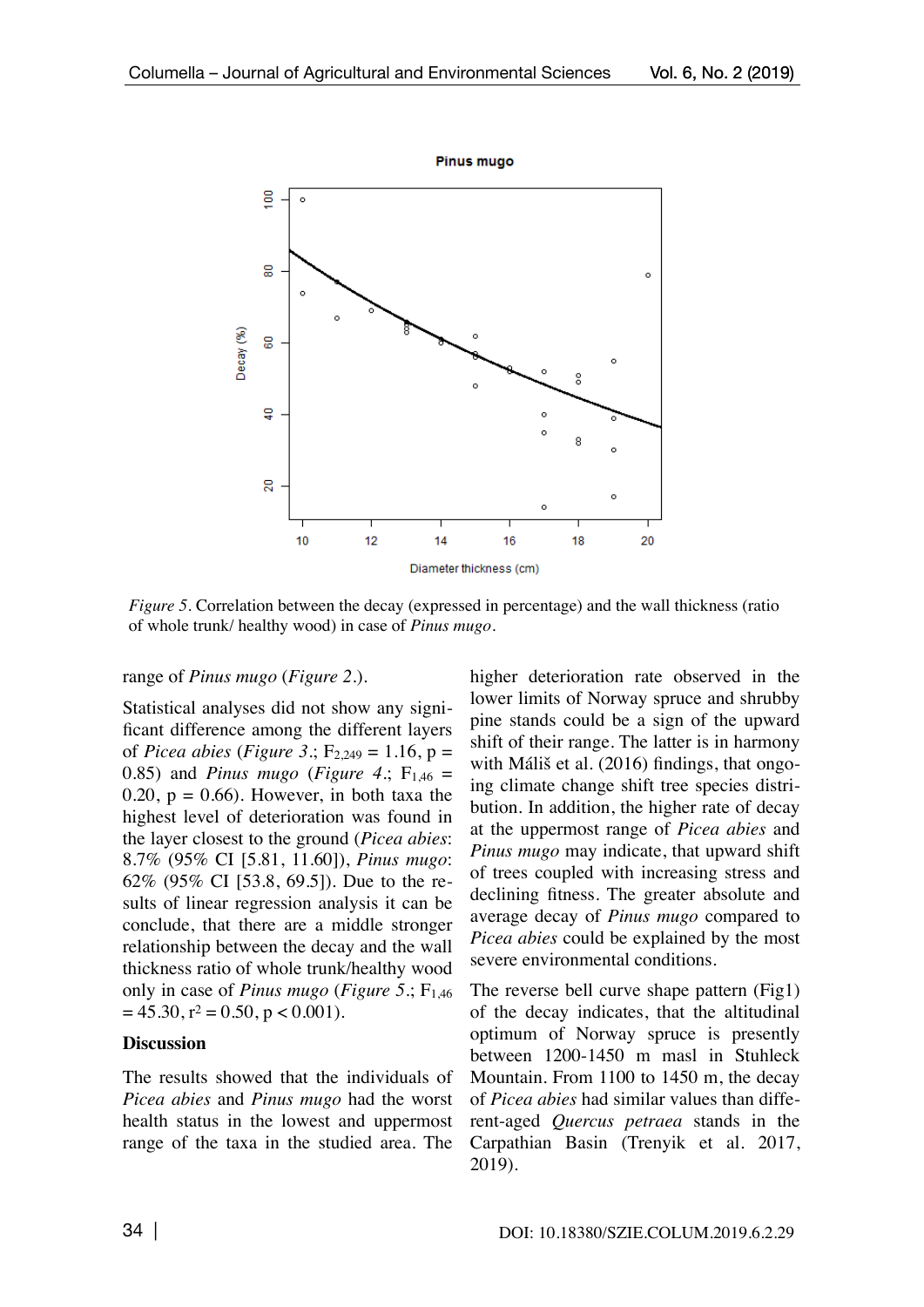*Figure 5*. Correlation between the decay (expressed in percentage) and the wall thickness (ratio of whole trunk/ healthy wood) in case of *Pinus mugo*.

range of *Pinus mugo* (*Figure 2*.).

Statistical analyses did not show any significant difference among the different layers of *Picea abies* (*Figure 3*.; $F_{2,249} = 1.16$, $p = 0.85$) and *Pinus mugo* (*Figure 4*.; $F_{1,46} = 0.20$, $p = 0.66$). However, in both taxa the highest level of deterioration was found in the layer closest to the ground (*Picea abies*: 8.7% (95% CI [5.81, 11.60]), *Pinus mugo*: 62% (95% CI [53.8, 69.5]). Due to the results of linear regression analysis it can be conclude, that there are a middle stronger relationship between the decay and the wall thickness ratio of whole trunk/healthy wood only in case of *Pinus mugo* (*Figure 5*.; $F_{1,46} = 45.30$, $r^2 = 0.50$, $p < 0.001$).

## Discussion

The results showed that the individuals of *Picea abies* and *Pinus mugo* had the worst health status in the lowest and uppermost range of the taxa in the studied area. The higher deterioration rate observed in the lower limits of Norway spruce and shrubby pine stands could be a sign of the upward shift of their range. The latter is in harmony with Máliš et al. (2016) findings, that ongoing climate change shift tree species distribution. In addition, the higher rate of decay at the uppermost range of *Picea abies* and *Pinus mugo* may indicate, that upward shift of trees coupled with increasing stress and declining fitness. The greater absolute and average decay of *Pinus mugo* compared to *Picea abies* could be explained by the most severe environmental conditions.

The reverse bell curve shape pattern (Fig1) of the decay indicates, that the altitudinal optimum of Norway spruce is presently between 1200-1450 m masl in Stuhleck Mountain. From 1100 to 1450 m, the decay of *Picea abies* had similar values than different-aged *Quercus petraea* stands in the Carpathian Basin (Trenyik et al. 2017, 2019).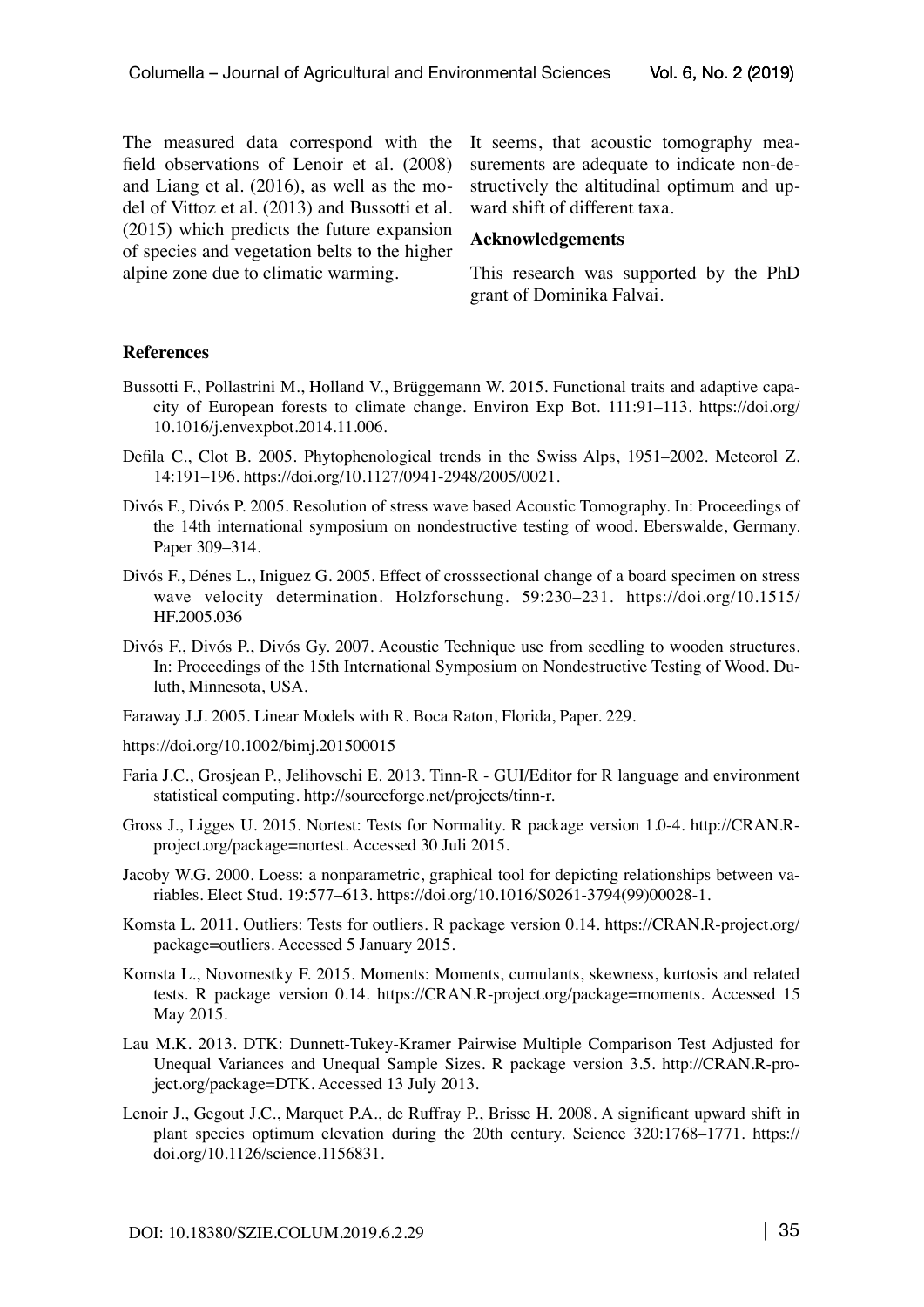The measured data correspond with the field observations of Lenoir et al. (2008) and Liang et al. (2016), as well as the model of Vittoz et al. (2013) and Bussotti et al. (2015) which predicts the future expansion of species and vegetation belts to the higher alpine zone due to climatic warming.

It seems, that acoustic tomography measurements are adequate to indicate non-destructively the altitudinal optimum and upward shift of different taxa.

## Acknowledgements

This research was supported by the PhD grant of Dominika Falvai.

## References

Bussotti F., Pollastrini M., Holland V., Brüggemann W. 2015. Functional traits and adaptive capacity of European forests to climate change. Environ Exp Bot. 111:91–113. https://doi.org/10.1016/j.envexpbot.2014.11.006.

Defila C., Clot B. 2005. Phytophenological trends in the Swiss Alps, 1951–2002. Meteorol Z. 14:191–196. https://doi.org/10.1127/0941-2948/2005/0021.

Divós F., Divós P. 2005. Resolution of stress wave based Acoustic Tomography. In: Proceedings of the 14th international symposium on nondestructive testing of wood. Eberswalde, Germany. Paper 309–314.

Divós F., Dénes L., Iniguez G. 2005. Effect of crosssectional change of a board specimen on stress wave velocity determination. Holzforschung. 59:230–231. https://doi.org/10.1515/HF.2005.036

Divós F., Divós P., Divós Gy. 2007. Acoustic Technique use from seedling to wooden structures. In: Proceedings of the 15th International Symposium on Nondestructive Testing of Wood. Duluth, Minnesota, USA.

Faraway J.J. 2005. Linear Models with R. Boca Raton, Florida, Paper. 229.

https://doi.org/10.1002/bimj.201500015

Faria J.C., Grosjean P., Jelihovschi E. 2013. Tinn-R - GUI/Editor for R language and environment statistical computing. http://sourceforge.net/projects/tinn-r.

Gross J., Ligges U. 2015. Nortest: Tests for Normality. R package version 1.0-4. http://CRAN.R-project.org/package=nortest. Accessed 30 Juli 2015.

Jacoby W.G. 2000. Loess: a nonparametric, graphical tool for depicting relationships between variables. Elect Stud. 19:577–613. https://doi.org/10.1016/S0261-3794(99)00028-1.

Komsta L. 2011. Outliers: Tests for outliers. R package version 0.14. https://CRAN.R-project.org/package=outliers. Accessed 5 January 2015.

Komsta L., Novomestky F. 2015. Moments: Moments, cumulants, skewness, kurtosis and related tests. R package version 0.14. https://CRAN.R-project.org/package=moments. Accessed 15 May 2015.

Lau M.K. 2013. DTK: Dunnett-Tukey-Kramer Pairwise Multiple Comparison Test Adjusted for Unequal Variances and Unequal Sample Sizes. R package version 3.5. http://CRAN.R-project.org/package=DTK. Accessed 13 July 2013.

Lenoir J., Gegout J.C., Marquet P.A., de Ruffray P., Brisse H. 2008. A significant upward shift in plant species optimum elevation during the 20th century. Science 320:1768–1771. https://doi.org/10.1126/science.1156831.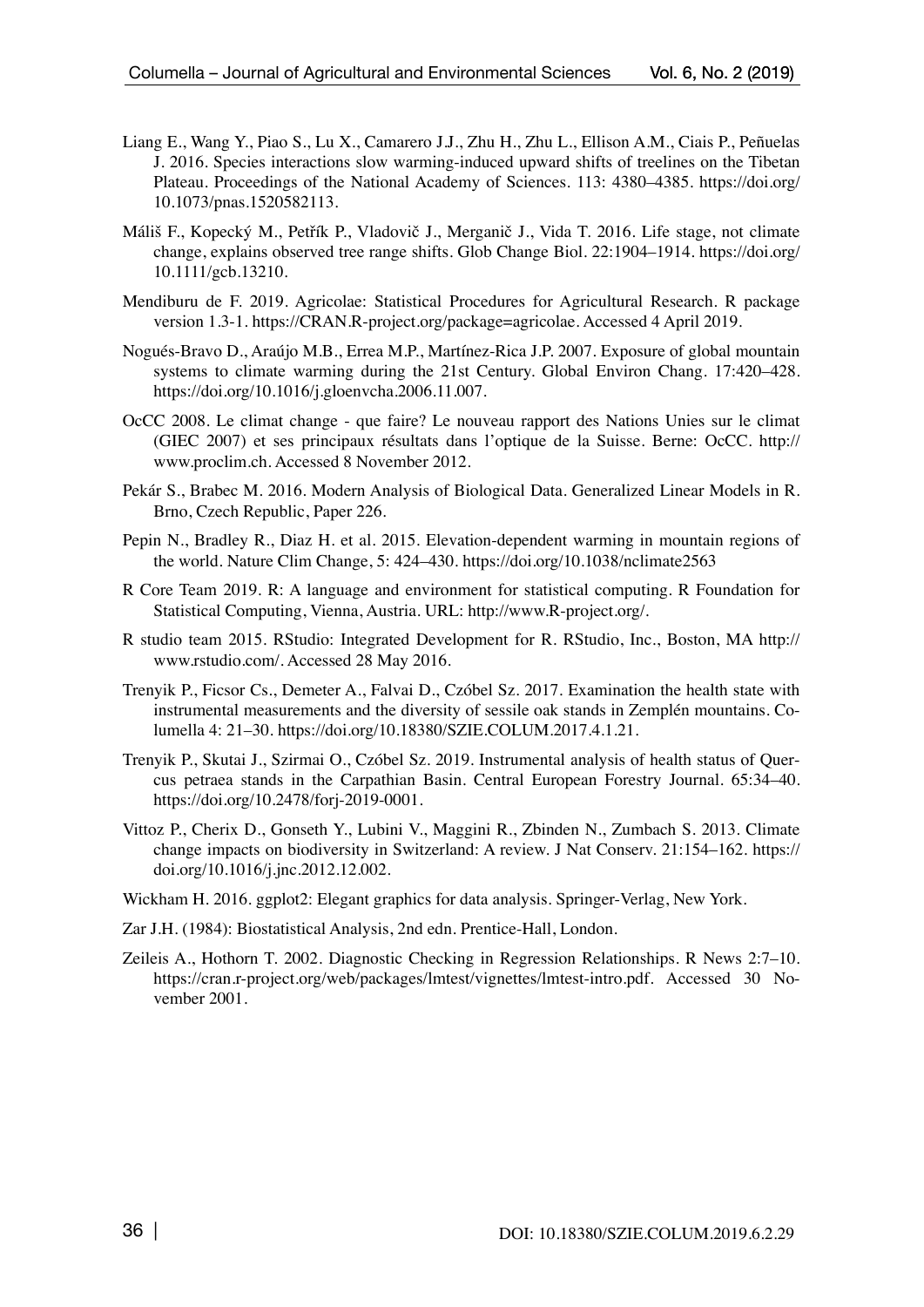Liang E., Wang Y., Piao S., Lu X., Camarero J.J., Zhu H., Zhu L., Ellison A.M., Ciais P., Peñuelas J. 2016. Species interactions slow warming-induced upward shifts of treelines on the Tibetan Plateau. Proceedings of the National Academy of Sciences. 113: 4380–4385. https://doi.org/10.1073/pnas.1520582113.

Máliš F., Kopecký M., Petřík P., Vladovič J., Merganič J., Vida T. 2016. Life stage, not climate change, explains observed tree range shifts. Glob Change Biol. 22:1904–1914. https://doi.org/10.1111/gcb.13210.

Mendiburu de F. 2019. Agricolae: Statistical Procedures for Agricultural Research. R package version 1.3-1. https://CRAN.R-project.org/package=agricolae. Accessed 4 April 2019.

Nogués-Bravo D., Araújo M.B., Errea M.P., Martínez-Rica J.P. 2007. Exposure of global mountain systems to climate warming during the 21st Century. Global Environ Chang. 17:420–428. https://doi.org/10.1016/j.gloenvcha.2006.11.007.

OcCC 2008. Le climat change - que faire? Le nouveau rapport des Nations Unies sur le climat (GIEC 2007) et ses principaux résultats dans l'optique de la Suisse. Berne: OcCC. http://www.proclim.ch. Accessed 8 November 2012.

Pekár S., Brabec M. 2016. Modern Analysis of Biological Data. Generalized Linear Models in R. Brno, Czech Republic, Paper 226.

Pepin N., Bradley R., Diaz H. et al. 2015. Elevation-dependent warming in mountain regions of the world. Nature Clim Change, 5: 424–430. https://doi.org/10.1038/nclimate2563

R Core Team 2019. R: A language and environment for statistical computing. R Foundation for Statistical Computing, Vienna, Austria. URL: http://www.R-project.org/.

R studio team 2015. RStudio: Integrated Development for R. RStudio, Inc., Boston, MA http://www.rstudio.com/. Accessed 28 May 2016.

Trenyik P., Ficsor Cs., Demeter A., Falvai D., Czóbel Sz. 2017. Examination the health state with instrumental measurements and the diversity of sessile oak stands in Zemplén mountains. Columella 4: 21–30. https://doi.org/10.18380/SZIE.COLUM.2017.4.1.21.

Trenyik P., Skutai J., Szirmai O., Czóbel Sz. 2019. Instrumental analysis of health status of Quercus petraea stands in the Carpathian Basin. Central European Forestry Journal. 65:34–40. https://doi.org/10.2478/forj-2019-0001.

Vittoz P., Cherix D., Gonseth Y., Lubini V., Maggini R., Zbinden N., Zumbach S. 2013. Climate change impacts on biodiversity in Switzerland: A review. J Nat Conserv. 21:154–162. https://doi.org/10.1016/j.jnc.2012.12.002.

Wickham H. 2016. ggplot2: Elegant graphics for data analysis. Springer-Verlag, New York.

Zar J.H. (1984): Biostatistical Analysis, 2nd edn. Prentice-Hall, London.

Zeileis A., Hothorn T. 2002. Diagnostic Checking in Regression Relationships. R News 2:7–10. https://cran.r-project.org/web/packages/lmtest/vignettes/lmtest-intro.pdf. Accessed 30 November 2001.